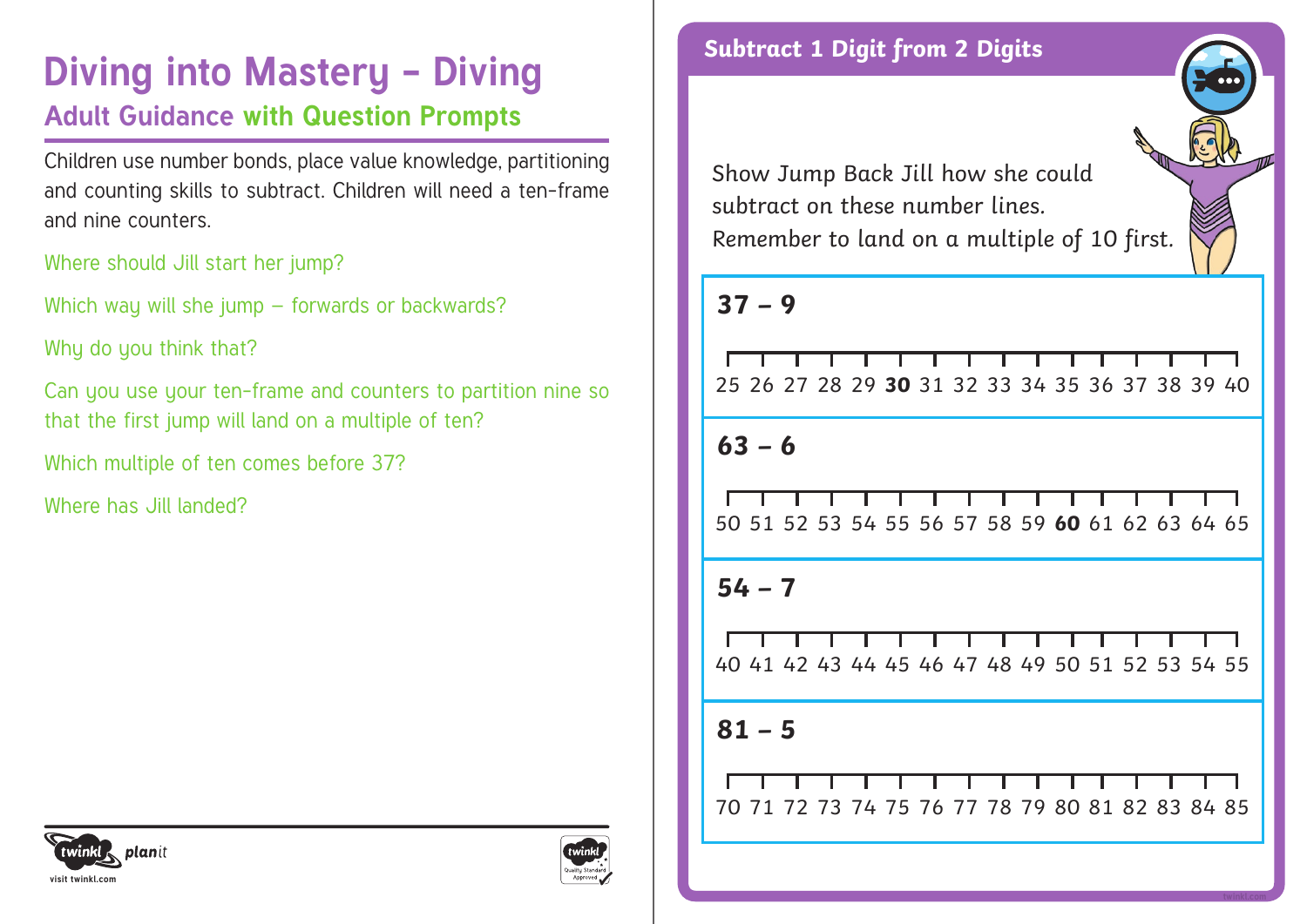# Diving into Mastery – Diving

## Adult Guidance with Question Prompts

Children use number bonds, place value knowledge, partitioning and counting skills to subtract. Children will need a ten-frame and nine counters.

Where should Jill start her jump?

Which way will she jump – forwards or backwards?

Why do you think that?

Can you use your ten-frame and counters to partition nine so that the first jump will land on a multiple of ten?

Which multiple of ten comes before 37?

Where has Jill landed?

## Subtract 1 Digit from 2 Digits

Show Jump Back Jill how she could subtract on these number lines.
Remember to land on a multiple of 10 first.

**37 – 9**

25 26 27 28 29 **30** 31 32 33 34 35 36 37 38 39 40

**63 – 6**

50 51 52 53 54 55 56 57 58 59 **60** 61 62 63 64 65

**54 – 7**

40 41 42 43 44 45 46 47 48 49 50 51 52 53 54 55

**81 – 5**

70 71 72 73 74 75 76 77 78 79 80 81 82 83 84 85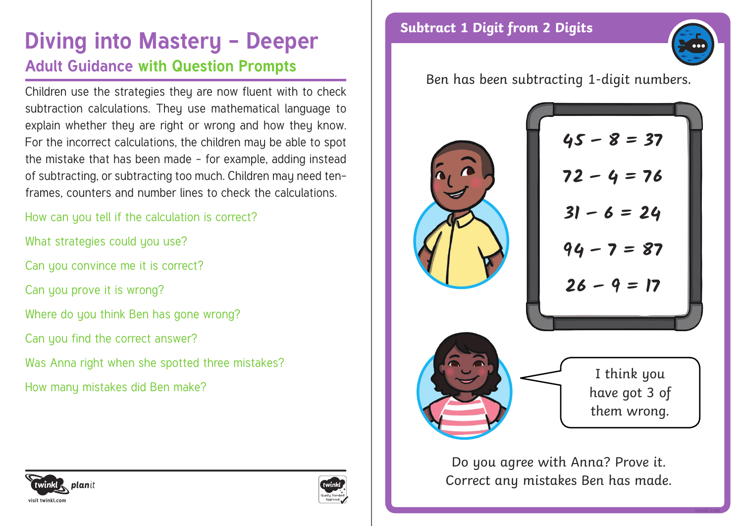# Diving into Mastery – Deeper

## Adult Guidance with Question Prompts

Children use the strategies they are now fluent with to check subtraction calculations. They use mathematical language to explain whether they are right or wrong and how they know. For the incorrect calculations, the children may be able to spot the mistake that has been made – for example, adding instead of subtracting, or subtracting too much. Children may need ten-frames, counters and number lines to check the calculations.

How can you tell if the calculation is correct?

What strategies could you use?

Can you convince me it is correct?

Can you prove it is wrong?

Where do you think Ben has gone wrong?

Can you find the correct answer?

Was Anna right when she spotted three mistakes?

How many mistakes did Ben make?

## Subtract 1 Digit from 2 Digits

Ben has been subtracting 1-digit numbers.

$45 - 8 = 37$

$72 - 4 = 76$

$31 - 6 = 24$

$94 - 7 = 87$

$26 - 9 = 17$

I think you have got 3 of them wrong.

Do you agree with Anna? Prove it.
Correct any mistakes Ben has made.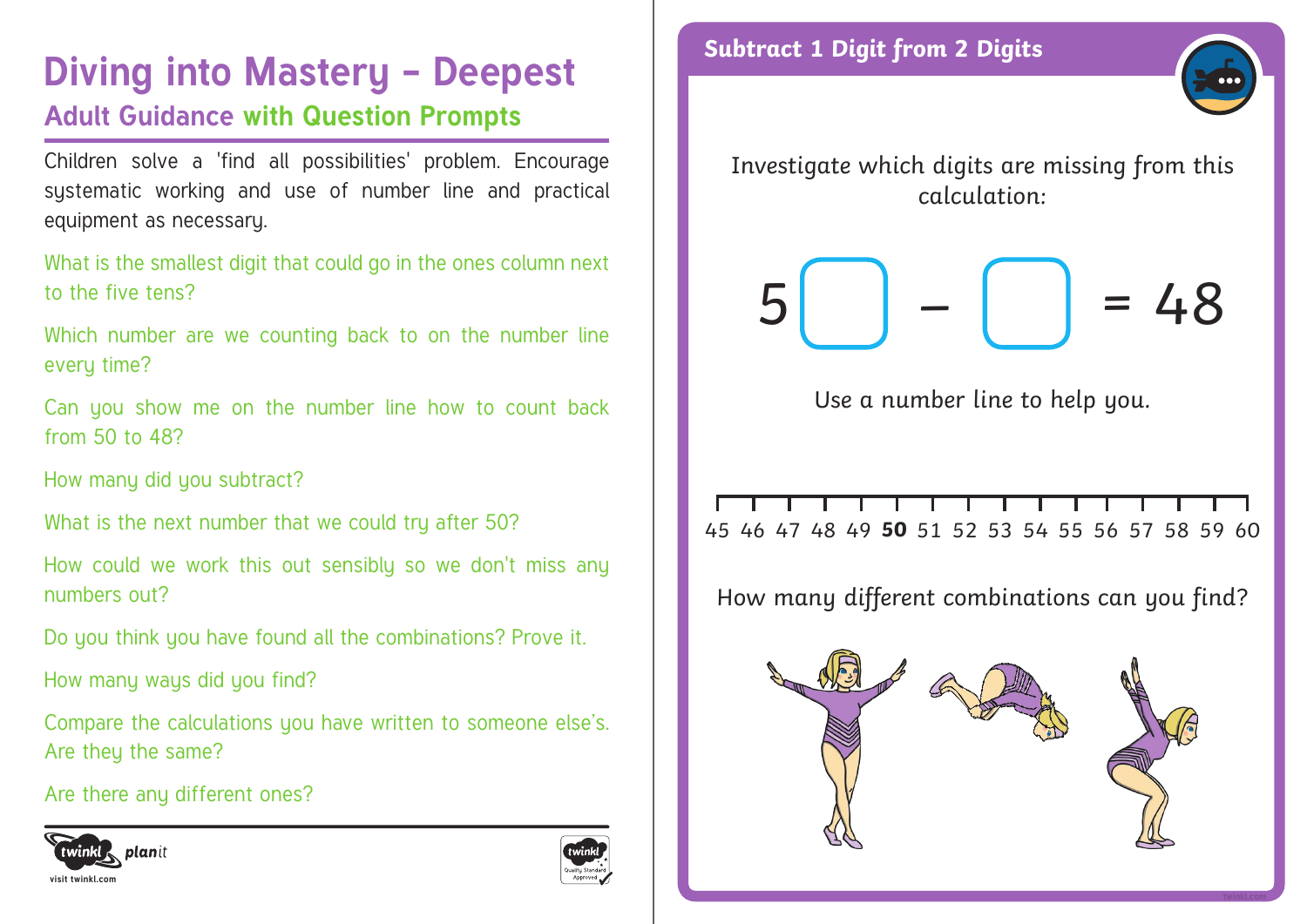# Diving into Mastery – Deepest

## Adult Guidance with Question Prompts

Children solve a 'find all possibilities' problem. Encourage systematic working and use of number line and practical equipment as necessary.

What is the smallest digit that could go in the ones column next to the five tens?

Which number are we counting back to on the number line every time?

Can you show me on the number line how to count back from 50 to 48?

How many did you subtract?

What is the next number that we could try after 50?

How could we work this out sensibly so we don't miss any numbers out?

Do you think you have found all the combinations? Prove it.

How many ways did you find?

Compare the calculations you have written to someone else's. Are they the same?

Are there any different ones?

## Subtract 1 Digit from 2 Digits

Investigate which digits are missing from this calculation:

5☐ – ☐ = 48

Use a number line to help you.

45 46 47 48 49 **50** 51 52 53 54 55 56 57 58 59 60

How many different combinations can you find?